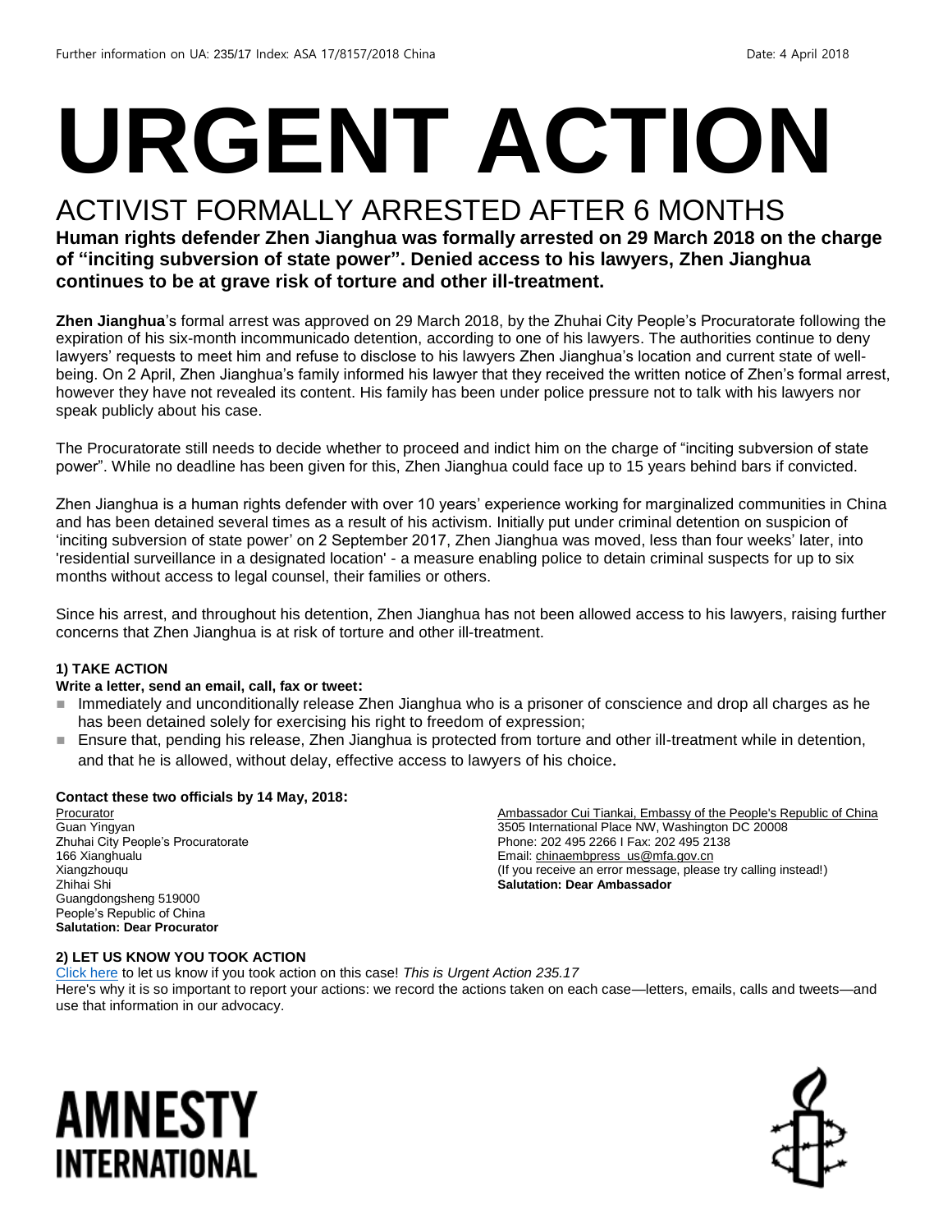Further information on UA: 235/17 Index: ASA 17/8157/2018 China Date: 4 April 2018

# URGENT ACTION

## ACTIVIST FORMALLY ARRESTED AFTER 6 MONTHS

**Human rights defender Zhen Jianghua was formally arrested on 29 March 2018 on the charge of "inciting subversion of state power". Denied access to his lawyers, Zhen Jianghua continues to be at grave risk of torture and other ill-treatment.**

**Zhen Jianghua**'s formal arrest was approved on 29 March 2018, by the Zhuhai City People's Procuratorate following the expiration of his six-month incommunicado detention, according to one of his lawyers. The authorities continue to deny lawyers' requests to meet him and refuse to disclose to his lawyers Zhen Jianghua's location and current state of well-being. On 2 April, Zhen Jianghua's family informed his lawyer that they received the written notice of Zhen's formal arrest, however they have not revealed its content. His family has been under police pressure not to talk with his lawyers nor speak publicly about his case.

The Procuratorate still needs to decide whether to proceed and indict him on the charge of "inciting subversion of state power". While no deadline has been given for this, Zhen Jianghua could face up to 15 years behind bars if convicted.

Zhen Jianghua is a human rights defender with over 10 years' experience working for marginalized communities in China and has been detained several times as a result of his activism. Initially put under criminal detention on suspicion of 'inciting subversion of state power' on 2 September 2017, Zhen Jianghua was moved, less than four weeks' later, into 'residential surveillance in a designated location' - a measure enabling police to detain criminal suspects for up to six months without access to legal counsel, their families or others.

Since his arrest, and throughout his detention, Zhen Jianghua has not been allowed access to his lawyers, raising further concerns that Zhen Jianghua is at risk of torture and other ill-treatment.

### 1) TAKE ACTION

**Write a letter, send an email, call, fax or tweet:**

- Immediately and unconditionally release Zhen Jianghua who is a prisoner of conscience and drop all charges as he has been detained solely for exercising his right to freedom of expression;
- Ensure that, pending his release, Zhen Jianghua is protected from torture and other ill-treatment while in detention, and that he is allowed, without delay, effective access to lawyers of his choice.

**Contact these two officials by 14 May, 2018:**

Procurator
Guan Yingyan
Zhuhai City People's Procuratorate
166 Xianghualu
Xiangzhouqu
Zhihai Shi
Guangdongsheng 519000
People's Republic of China
**Salutation: Dear Procurator**

Ambassador Cui Tiankai, Embassy of the People's Republic of China
3505 International Place NW, Washington DC 20008
Phone: 202 495 2266 I Fax: 202 495 2138
Email: chinaembpress_us@mfa.gov.cn
(If you receive an error message, please try calling instead!)
**Salutation: Dear Ambassador**

### 2) LET US KNOW YOU TOOK ACTION

Click here to let us know if you took action on this case! *This is Urgent Action 235.17*
Here's why it is so important to report your actions: we record the actions taken on each case—letters, emails, calls and tweets—and use that information in our advocacy.

AMNESTY INTERNATIONAL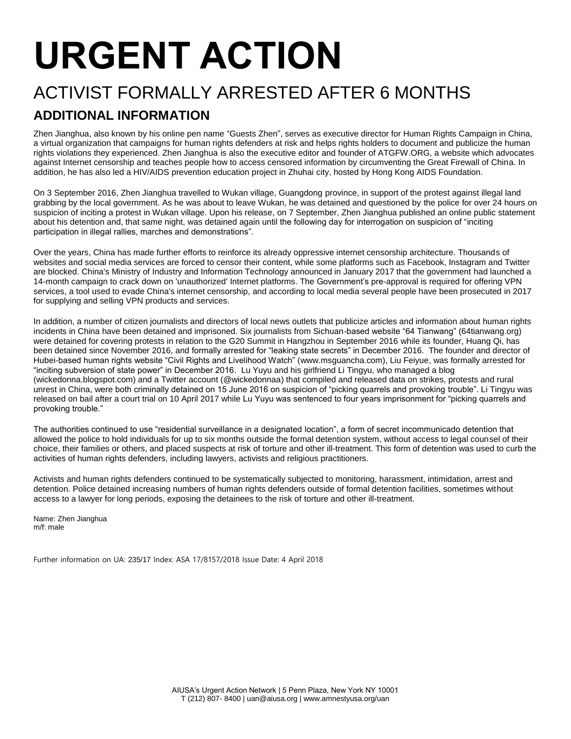# URGENT ACTION

## ACTIVIST FORMALLY ARRESTED AFTER 6 MONTHS

### ADDITIONAL INFORMATION

Zhen Jianghua, also known by his online pen name "Guests Zhen", serves as executive director for Human Rights Campaign in China, a virtual organization that campaigns for human rights defenders at risk and helps rights holders to document and publicize the human rights violations they experienced. Zhen Jianghua is also the executive editor and founder of ATGFW.ORG, a website which advocates against Internet censorship and teaches people how to access censored information by circumventing the Great Firewall of China. In addition, he has also led a HIV/AIDS prevention education project in Zhuhai city, hosted by Hong Kong AIDS Foundation.

On 3 September 2016, Zhen Jianghua travelled to Wukan village, Guangdong province, in support of the protest against illegal land grabbing by the local government. As he was about to leave Wukan, he was detained and questioned by the police for over 24 hours on suspicion of inciting a protest in Wukan village. Upon his release, on 7 September, Zhen Jianghua published an online public statement about his detention and, that same night, was detained again until the following day for interrogation on suspicion of "inciting participation in illegal rallies, marches and demonstrations".

Over the years, China has made further efforts to reinforce its already oppressive internet censorship architecture. Thousands of websites and social media services are forced to censor their content, while some platforms such as Facebook, Instagram and Twitter are blocked. China's Ministry of Industry and Information Technology announced in January 2017 that the government had launched a 14-month campaign to crack down on 'unauthorized' Internet platforms. The Government's pre-approval is required for offering VPN services, a tool used to evade China's internet censorship, and according to local media several people have been prosecuted in 2017 for supplying and selling VPN products and services.

In addition, a number of citizen journalists and directors of local news outlets that publicize articles and information about human rights incidents in China have been detained and imprisoned. Six journalists from Sichuan-based website "64 Tianwang" (64tianwang.org) were detained for covering protests in relation to the G20 Summit in Hangzhou in September 2016 while its founder, Huang Qi, has been detained since November 2016, and formally arrested for "leaking state secrets" in December 2016. The founder and director of Hubei-based human rights website "Civil Rights and Livelihood Watch" (www.msguancha.com), Liu Feiyue, was formally arrested for "inciting subversion of state power" in December 2016. Lu Yuyu and his girlfriend Li Tingyu, who managed a blog (wickedonna.blogspot.com) and a Twitter account (@wickedonnaa) that compiled and released data on strikes, protests and rural unrest in China, were both criminally detained on 15 June 2016 on suspicion of "picking quarrels and provoking trouble". Li Tingyu was released on bail after a court trial on 10 April 2017 while Lu Yuyu was sentenced to four years imprisonment for "picking quarrels and provoking trouble."

The authorities continued to use "residential surveillance in a designated location", a form of secret incommunicado detention that allowed the police to hold individuals for up to six months outside the formal detention system, without access to legal counsel of their choice, their families or others, and placed suspects at risk of torture and other ill-treatment. This form of detention was used to curb the activities of human rights defenders, including lawyers, activists and religious practitioners.

Activists and human rights defenders continued to be systematically subjected to monitoring, harassment, intimidation, arrest and detention. Police detained increasing numbers of human rights defenders outside of formal detention facilities, sometimes without access to a lawyer for long periods, exposing the detainees to the risk of torture and other ill-treatment.

Name: Zhen Jianghua
m/f: male

Further information on UA: 235/17 Index: ASA 17/8157/2018 Issue Date: 4 April 2018

AIUSA's Urgent Action Network | 5 Penn Plaza, New York NY 10001
T (212) 807- 8400 | uan@aiusa.org | www.amnestyusa.org/uan